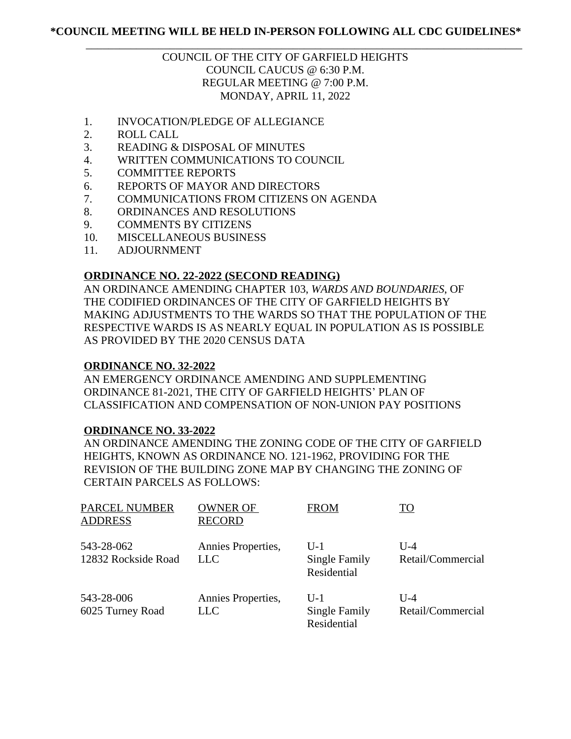**\*COUNCIL MEETING WILL BE HELD IN-PERSON FOLLOWING ALL CDC GUIDELINES\***

COUNCIL OF THE CITY OF GARFIELD HEIGHTS
COUNCIL CAUCUS @ 6:30 P.M.
REGULAR MEETING @ 7:00 P.M.
MONDAY, APRIL 11, 2022

1. INVOCATION/PLEDGE OF ALLEGIANCE
2. ROLL CALL
3. READING & DISPOSAL OF MINUTES
4. WRITTEN COMMUNICATIONS TO COUNCIL
5. COMMITTEE REPORTS
6. REPORTS OF MAYOR AND DIRECTORS
7. COMMUNICATIONS FROM CITIZENS ON AGENDA
8. ORDINANCES AND RESOLUTIONS
9. COMMENTS BY CITIZENS
10. MISCELLANEOUS BUSINESS
11. ADJOURNMENT

**ORDINANCE NO. 22-2022 (SECOND READING)**

AN ORDINANCE AMENDING CHAPTER 103, *WARDS AND BOUNDARIES*, OF THE CODIFIED ORDINANCES OF THE CITY OF GARFIELD HEIGHTS BY MAKING ADJUSTMENTS TO THE WARDS SO THAT THE POPULATION OF THE RESPECTIVE WARDS IS AS NEARLY EQUAL IN POPULATION AS IS POSSIBLE AS PROVIDED BY THE 2020 CENSUS DATA

**ORDINANCE NO. 32-2022**

AN EMERGENCY ORDINANCE AMENDING AND SUPPLEMENTING ORDINANCE 81-2021, THE CITY OF GARFIELD HEIGHTS' PLAN OF CLASSIFICATION AND COMPENSATION OF NON-UNION PAY POSITIONS

**ORDINANCE NO. 33-2022**

AN ORDINANCE AMENDING THE ZONING CODE OF THE CITY OF GARFIELD HEIGHTS, KNOWN AS ORDINANCE NO. 121-1962, PROVIDING FOR THE REVISION OF THE BUILDING ZONE MAP BY CHANGING THE ZONING OF CERTAIN PARCELS AS FOLLOWS:

| PARCEL NUMBER ADDRESS | OWNER OF RECORD | FROM | TO |
|---|---|---|---|
| 543-28-062 12832 Rockside Road | Annies Properties, LLC | U-1 Single Family Residential | U-4 Retail/Commercial |
| 543-28-006 6025 Turney Road | Annies Properties, LLC | U-1 Single Family Residential | U-4 Retail/Commercial |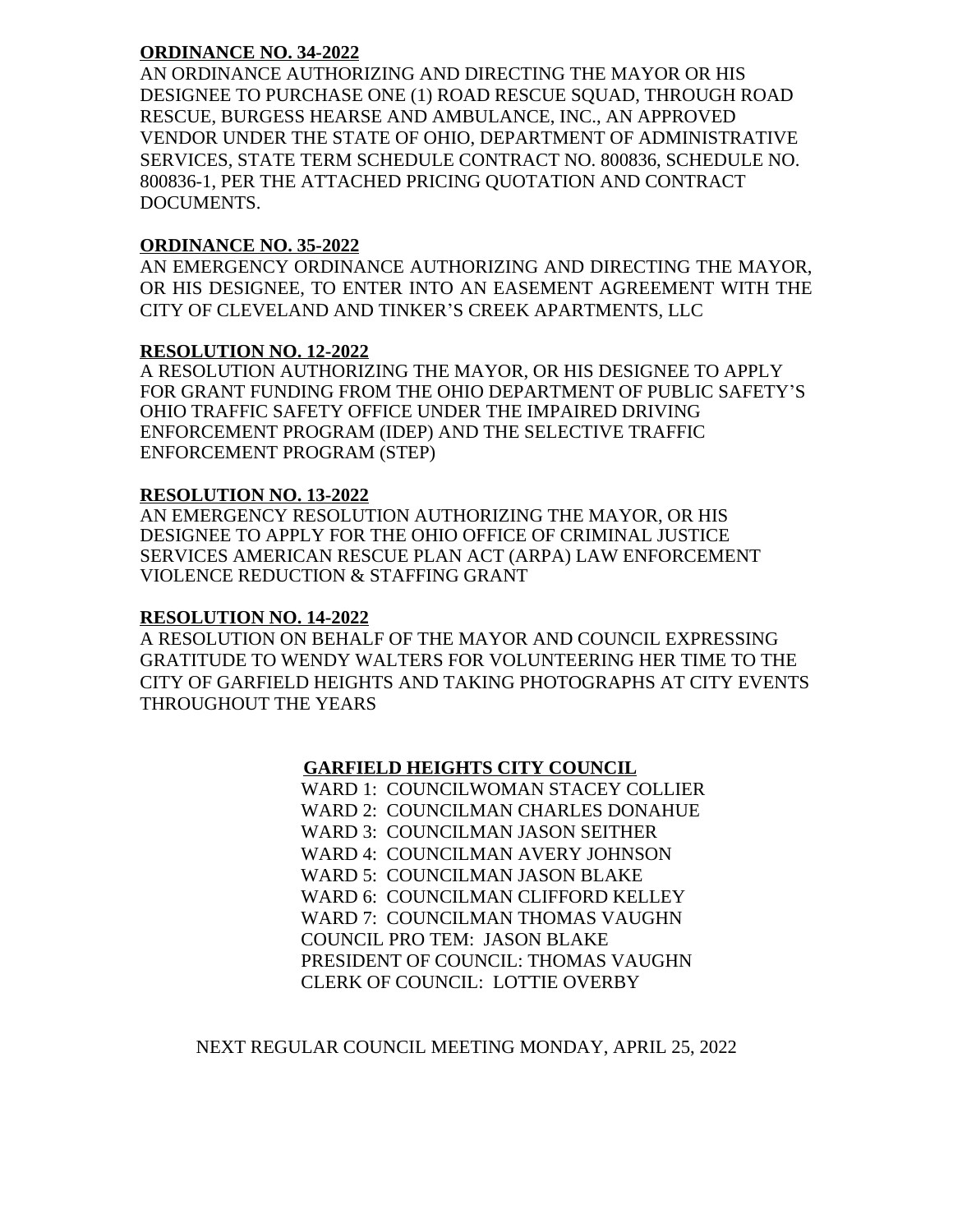**ORDINANCE NO. 34-2022**

AN ORDINANCE AUTHORIZING AND DIRECTING THE MAYOR OR HIS DESIGNEE TO PURCHASE ONE (1) ROAD RESCUE SQUAD, THROUGH ROAD RESCUE, BURGESS HEARSE AND AMBULANCE, INC., AN APPROVED VENDOR UNDER THE STATE OF OHIO, DEPARTMENT OF ADMINISTRATIVE SERVICES, STATE TERM SCHEDULE CONTRACT NO. 800836, SCHEDULE NO. 800836-1, PER THE ATTACHED PRICING QUOTATION AND CONTRACT DOCUMENTS.

**ORDINANCE NO. 35-2022**

AN EMERGENCY ORDINANCE AUTHORIZING AND DIRECTING THE MAYOR, OR HIS DESIGNEE, TO ENTER INTO AN EASEMENT AGREEMENT WITH THE CITY OF CLEVELAND AND TINKER'S CREEK APARTMENTS, LLC

**RESOLUTION NO. 12-2022**

A RESOLUTION AUTHORIZING THE MAYOR, OR HIS DESIGNEE TO APPLY FOR GRANT FUNDING FROM THE OHIO DEPARTMENT OF PUBLIC SAFETY'S OHIO TRAFFIC SAFETY OFFICE UNDER THE IMPAIRED DRIVING ENFORCEMENT PROGRAM (IDEP) AND THE SELECTIVE TRAFFIC ENFORCEMENT PROGRAM (STEP)

**RESOLUTION NO. 13-2022**

AN EMERGENCY RESOLUTION AUTHORIZING THE MAYOR, OR HIS DESIGNEE TO APPLY FOR THE OHIO OFFICE OF CRIMINAL JUSTICE SERVICES AMERICAN RESCUE PLAN ACT (ARPA) LAW ENFORCEMENT VIOLENCE REDUCTION & STAFFING GRANT

**RESOLUTION NO. 14-2022**

A RESOLUTION ON BEHALF OF THE MAYOR AND COUNCIL EXPRESSING GRATITUDE TO WENDY WALTERS FOR VOLUNTEERING HER TIME TO THE CITY OF GARFIELD HEIGHTS AND TAKING PHOTOGRAPHS AT CITY EVENTS THROUGHOUT THE YEARS

**GARFIELD HEIGHTS CITY COUNCIL**

WARD 1: COUNCILWOMAN STACEY COLLIER
WARD 2: COUNCILMAN CHARLES DONAHUE
WARD 3: COUNCILMAN JASON SEITHER
WARD 4: COUNCILMAN AVERY JOHNSON
WARD 5: COUNCILMAN JASON BLAKE
WARD 6: COUNCILMAN CLIFFORD KELLEY
WARD 7: COUNCILMAN THOMAS VAUGHN
COUNCIL PRO TEM: JASON BLAKE
PRESIDENT OF COUNCIL: THOMAS VAUGHN
CLERK OF COUNCIL: LOTTIE OVERBY

NEXT REGULAR COUNCIL MEETING MONDAY, APRIL 25, 2022